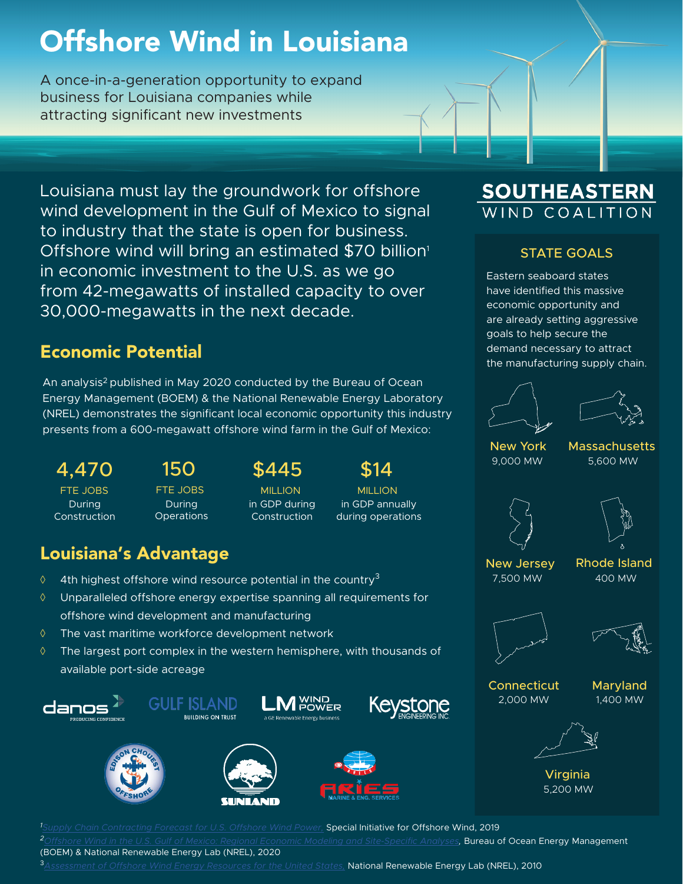# Offshore Wind in Louisiana

A once-in-a-generation opportunity to expand business for Louisiana companies while attracting significant new investments

Louisiana must lay the groundwork for offshore wind development in the Gulf of Mexico to signal to industry that the state is open for business. Offshore wind will bring an estimated $70 billion[1] in economic investment to the U.S. as we go from 42-megawatts of installed capacity to over 30,000-megawatts in the next decade.

## Economic Potential

An analysis[2] published in May 2020 conducted by the Bureau of Ocean Energy Management (BOEM) & the National Renewable Energy Laboratory (NREL) demonstrates the significant local economic opportunity this industry presents from a 600-megawatt offshore wind farm in the Gulf of Mexico:

| 4,470 | 150 | $445 | $14 |
|---|---|---|---|
| FTE JOBS During Construction | FTE JOBS During Operations | MILLION in GDP during Construction | MILLION in GDP annually during operations |

## Louisiana's Advantage

- 4th highest offshore wind resource potential in the country[3]
- Unparalleled offshore energy expertise spanning all requirements for offshore wind development and manufacturing
- The vast maritime workforce development network
- The largest port complex in the western hemisphere, with thousands of available port-side acreage

danos PRODUCING CONFIDENCE · GULF ISLAND BUILDING ON TRUST · LM WIND POWER a GE Renewable Energy business · Keystone ENGINEERING INC. · EDISON CHOUEST OFFSHORE · SUNLAND · ARIES MARINE & ENG. SERVICES

**SOUTHEASTERN WIND COALITION**

### STATE GOALS

Eastern seaboard states have identified this massive economic opportunity and are already setting aggressive goals to help secure the demand necessary to attract the manufacturing supply chain.

| State | Goal |
|---|---|
| New York | 9,000 MW |
| Massachusetts | 5,600 MW |
| New Jersey | 7,500 MW |
| Rhode Island | 400 MW |
| Connecticut | 2,000 MW |
| Maryland | 1,400 MW |
| Virginia | 5,200 MW |

[1] Supply Chain Contracting Forecast for U.S. Offshore Wind Power, Special Initiative for Offshore Wind, 2019

[2] Offshore Wind in the U.S. Gulf of Mexico: Regional Economic Modeling and Site-Specific Analyses, Bureau of Ocean Energy Management (BOEM) & National Renewable Energy Lab (NREL), 2020

[3] Assessment of Offshore Wind Energy Resources for the United States, National Renewable Energy Lab (NREL), 2010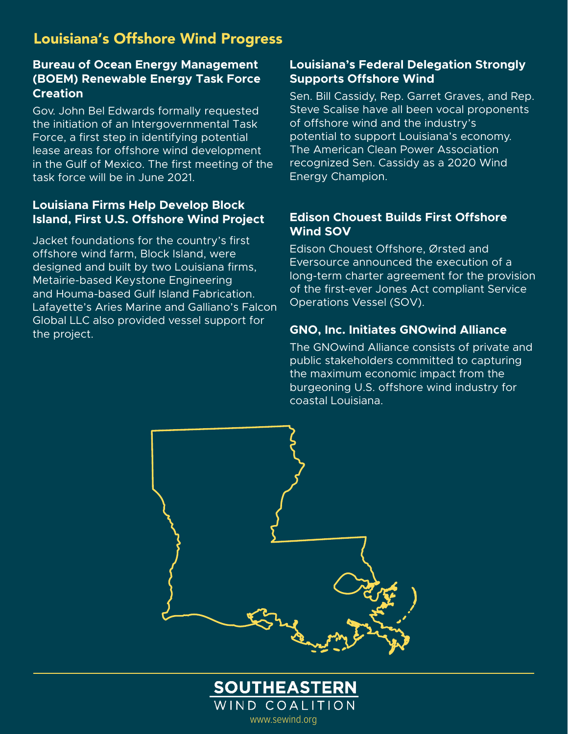# Louisiana's Offshore Wind Progress

### Bureau of Ocean Energy Management (BOEM) Renewable Energy Task Force Creation

Gov. John Bel Edwards formally requested the initiation of an Intergovernmental Task Force, a first step in identifying potential lease areas for offshore wind development in the Gulf of Mexico. The first meeting of the task force will be in June 2021.

### Louisiana Firms Help Develop Block Island, First U.S. Offshore Wind Project

Jacket foundations for the country's first offshore wind farm, Block Island, were designed and built by two Louisiana firms, Metairie-based Keystone Engineering and Houma-based Gulf Island Fabrication. Lafayette's Aries Marine and Galliano's Falcon Global LLC also provided vessel support for the project.

### Louisiana's Federal Delegation Strongly Supports Offshore Wind

Sen. Bill Cassidy, Rep. Garret Graves, and Rep. Steve Scalise have all been vocal proponents of offshore wind and the industry's potential to support Louisiana's economy. The American Clean Power Association recognized Sen. Cassidy as a 2020 Wind Energy Champion.

### Edison Chouest Builds First Offshore Wind SOV

Edison Chouest Offshore, Ørsted and Eversource announced the execution of a long-term charter agreement for the provision of the first-ever Jones Act compliant Service Operations Vessel (SOV).

### GNO, Inc. Initiates GNOwind Alliance

The GNOwind Alliance consists of private and public stakeholders committed to capturing the maximum economic impact from the burgeoning U.S. offshore wind industry for coastal Louisiana.

SOUTHEASTERN WIND COALITION

www.sewind.org